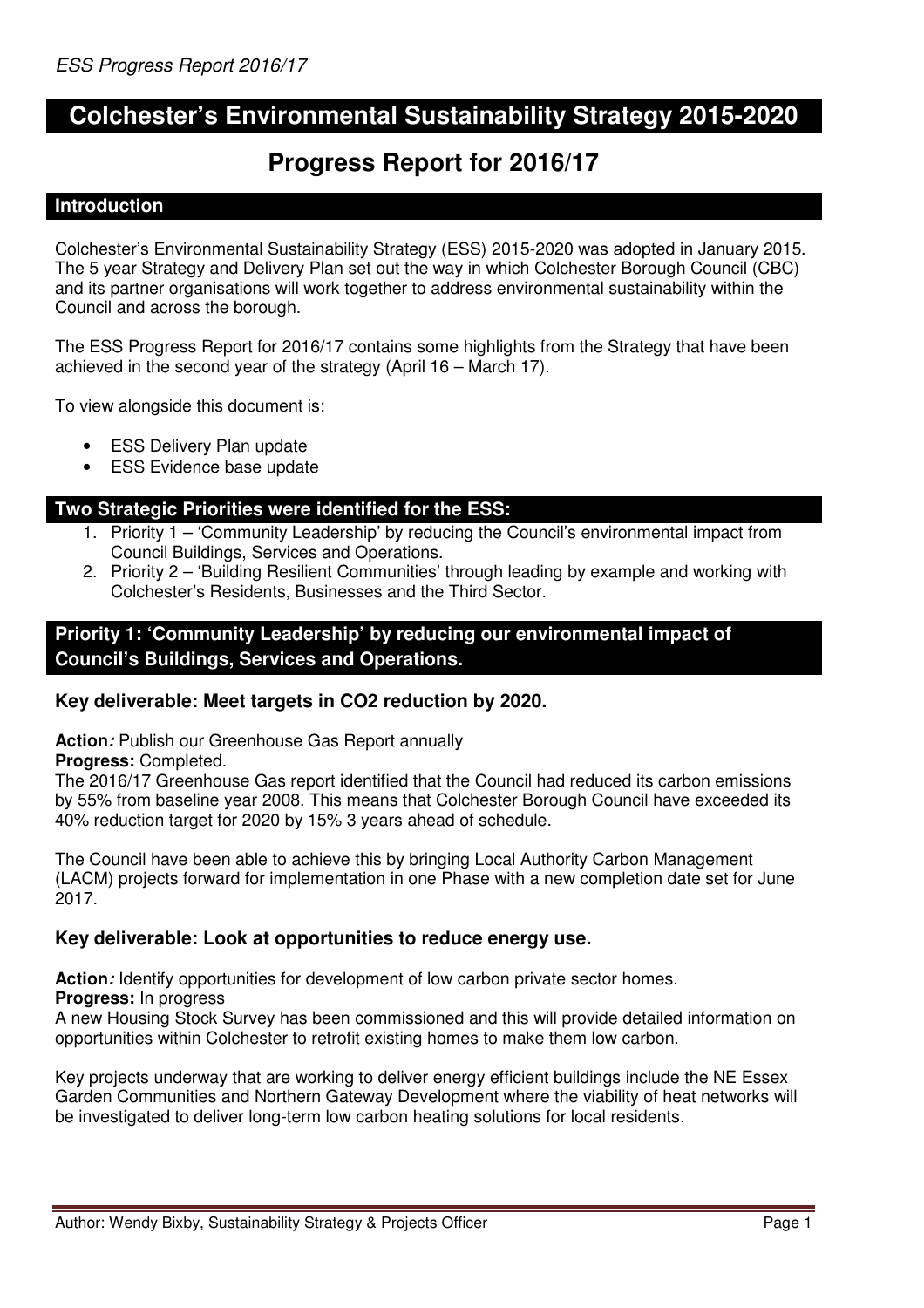# Colchester's Environmental Sustainability Strategy 2015-2020

## Progress Report for 2016/17

### Introduction

Colchester's Environmental Sustainability Strategy (ESS) 2015-2020 was adopted in January 2015. The 5 year Strategy and Delivery Plan set out the way in which Colchester Borough Council (CBC) and its partner organisations will work together to address environmental sustainability within the Council and across the borough.

The ESS Progress Report for 2016/17 contains some highlights from the Strategy that have been achieved in the second year of the strategy (April 16 – March 17).

To view alongside this document is:

- ESS Delivery Plan update
- ESS Evidence base update

### Two Strategic Priorities were identified for the ESS:

1. Priority 1 – 'Community Leadership' by reducing the Council's environmental impact from Council Buildings, Services and Operations.
2. Priority 2 – 'Building Resilient Communities' through leading by example and working with Colchester's Residents, Businesses and the Third Sector.

### Priority 1: 'Community Leadership' by reducing our environmental impact of Council's Buildings, Services and Operations.

#### Key deliverable: Meet targets in $CO_2$ reduction by 2020.

**Action*:*** Publish our Greenhouse Gas Report annually
**Progress:** Completed.
The 2016/17 Greenhouse Gas report identified that the Council had reduced its carbon emissions by 55% from baseline year 2008. This means that Colchester Borough Council have exceeded its 40% reduction target for 2020 by 15% 3 years ahead of schedule.

The Council have been able to achieve this by bringing Local Authority Carbon Management (LACM) projects forward for implementation in one Phase with a new completion date set for June 2017.

#### Key deliverable: Look at opportunities to reduce energy use.

**Action*:*** Identify opportunities for development of low carbon private sector homes.
**Progress:** In progress
A new Housing Stock Survey has been commissioned and this will provide detailed information on opportunities within Colchester to retrofit existing homes to make them low carbon.

Key projects underway that are working to deliver energy efficient buildings include the NE Essex Garden Communities and Northern Gateway Development where the viability of heat networks will be investigated to deliver long-term low carbon heating solutions for local residents.

Author: Wendy Bixby, Sustainability Strategy & Projects Officer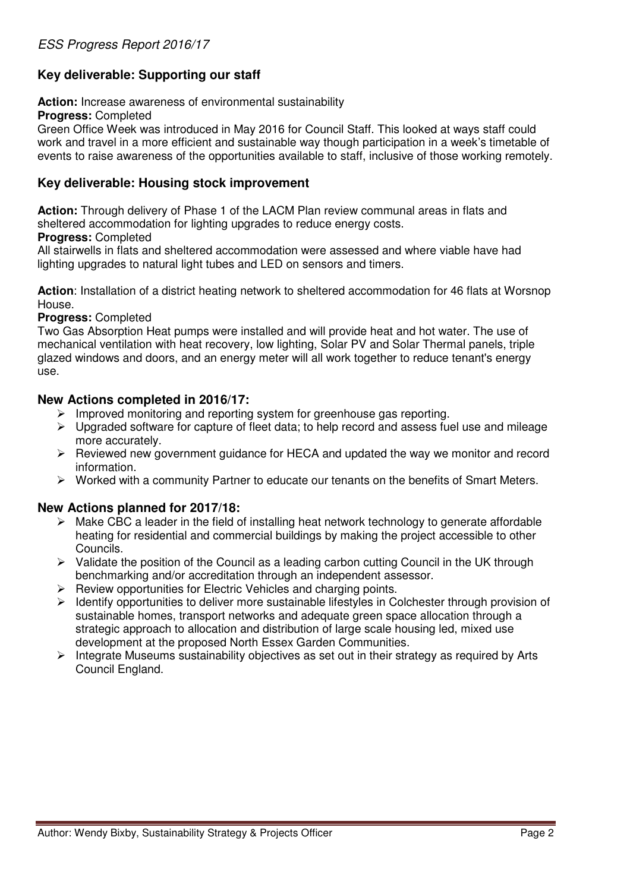## Key deliverable: Supporting our staff

**Action:** Increase awareness of environmental sustainability

**Progress:** Completed

Green Office Week was introduced in May 2016 for Council Staff. This looked at ways staff could work and travel in a more efficient and sustainable way though participation in a week's timetable of events to raise awareness of the opportunities available to staff, inclusive of those working remotely.

## Key deliverable: Housing stock improvement

**Action:** Through delivery of Phase 1 of the LACM Plan review communal areas in flats and sheltered accommodation for lighting upgrades to reduce energy costs.

**Progress:** Completed

All stairwells in flats and sheltered accommodation were assessed and where viable have had lighting upgrades to natural light tubes and LED on sensors and timers.

**Action**: Installation of a district heating network to sheltered accommodation for 46 flats at Worsnop House.

**Progress:** Completed

Two Gas Absorption Heat pumps were installed and will provide heat and hot water. The use of mechanical ventilation with heat recovery, low lighting, Solar PV and Solar Thermal panels, triple glazed windows and doors, and an energy meter will all work together to reduce tenant's energy use.

## New Actions completed in 2016/17:

- Improved monitoring and reporting system for greenhouse gas reporting.
- Upgraded software for capture of fleet data; to help record and assess fuel use and mileage more accurately.
- Reviewed new government guidance for HECA and updated the way we monitor and record information.
- Worked with a community Partner to educate our tenants on the benefits of Smart Meters.

## New Actions planned for 2017/18:

- Make CBC a leader in the field of installing heat network technology to generate affordable heating for residential and commercial buildings by making the project accessible to other Councils.
- Validate the position of the Council as a leading carbon cutting Council in the UK through benchmarking and/or accreditation through an independent assessor.
- Review opportunities for Electric Vehicles and charging points.
- Identify opportunities to deliver more sustainable lifestyles in Colchester through provision of sustainable homes, transport networks and adequate green space allocation through a strategic approach to allocation and distribution of large scale housing led, mixed use development at the proposed North Essex Garden Communities.
- Integrate Museums sustainability objectives as set out in their strategy as required by Arts Council England.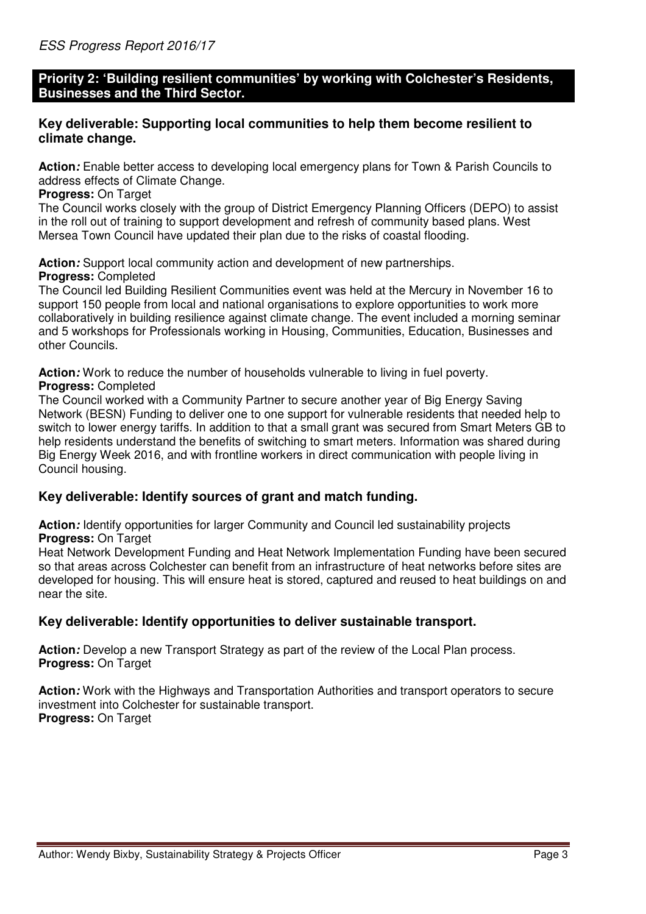## Priority 2: 'Building resilient communities' by working with Colchester's Residents, Businesses and the Third Sector.

### Key deliverable: Supporting local communities to help them become resilient to climate change.

**Action*:*** Enable better access to developing local emergency plans for Town & Parish Councils to address effects of Climate Change.
**Progress:** On Target
The Council works closely with the group of District Emergency Planning Officers (DEPO) to assist in the roll out of training to support development and refresh of community based plans. West Mersea Town Council have updated their plan due to the risks of coastal flooding.

**Action*:*** Support local community action and development of new partnerships.
**Progress:** Completed
The Council led Building Resilient Communities event was held at the Mercury in November 16 to support 150 people from local and national organisations to explore opportunities to work more collaboratively in building resilience against climate change. The event included a morning seminar and 5 workshops for Professionals working in Housing, Communities, Education, Businesses and other Councils.

**Action*:*** Work to reduce the number of households vulnerable to living in fuel poverty.
**Progress:** Completed
The Council worked with a Community Partner to secure another year of Big Energy Saving Network (BESN) Funding to deliver one to one support for vulnerable residents that needed help to switch to lower energy tariffs. In addition to that a small grant was secured from Smart Meters GB to help residents understand the benefits of switching to smart meters. Information was shared during Big Energy Week 2016, and with frontline workers in direct communication with people living in Council housing.

### Key deliverable: Identify sources of grant and match funding.

**Action*:*** Identify opportunities for larger Community and Council led sustainability projects
**Progress:** On Target
Heat Network Development Funding and Heat Network Implementation Funding have been secured so that areas across Colchester can benefit from an infrastructure of heat networks before sites are developed for housing. This will ensure heat is stored, captured and reused to heat buildings on and near the site.

### Key deliverable: Identify opportunities to deliver sustainable transport.

**Action*:*** Develop a new Transport Strategy as part of the review of the Local Plan process.
**Progress:** On Target

**Action*:*** Work with the Highways and Transportation Authorities and transport operators to secure investment into Colchester for sustainable transport.
**Progress:** On Target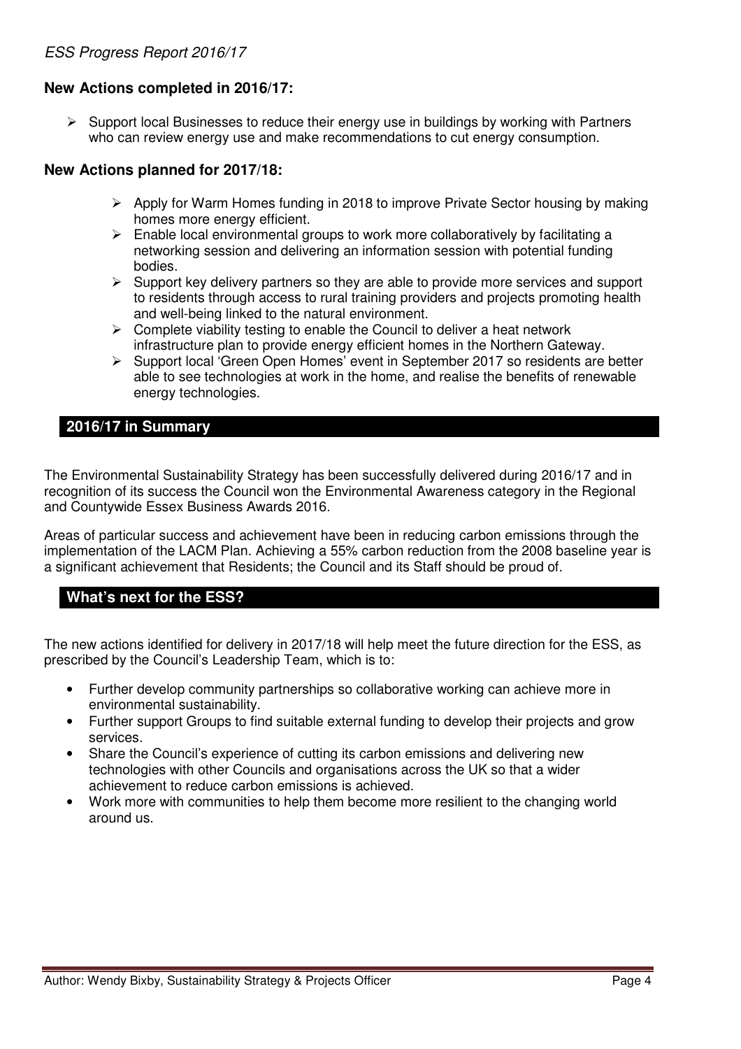### New Actions completed in 2016/17:

- Support local Businesses to reduce their energy use in buildings by working with Partners who can review energy use and make recommendations to cut energy consumption.

### New Actions planned for 2017/18:

- Apply for Warm Homes funding in 2018 to improve Private Sector housing by making homes more energy efficient.
- Enable local environmental groups to work more collaboratively by facilitating a networking session and delivering an information session with potential funding bodies.
- Support key delivery partners so they are able to provide more services and support to residents through access to rural training providers and projects promoting health and well-being linked to the natural environment.
- Complete viability testing to enable the Council to deliver a heat network infrastructure plan to provide energy efficient homes in the Northern Gateway.
- Support local 'Green Open Homes' event in September 2017 so residents are better able to see technologies at work in the home, and realise the benefits of renewable energy technologies.

## 2016/17 in Summary

The Environmental Sustainability Strategy has been successfully delivered during 2016/17 and in recognition of its success the Council won the Environmental Awareness category in the Regional and Countywide Essex Business Awards 2016.

Areas of particular success and achievement have been in reducing carbon emissions through the implementation of the LACM Plan. Achieving a 55% carbon reduction from the 2008 baseline year is a significant achievement that Residents; the Council and its Staff should be proud of.

## What's next for the ESS?

The new actions identified for delivery in 2017/18 will help meet the future direction for the ESS, as prescribed by the Council's Leadership Team, which is to:

- Further develop community partnerships so collaborative working can achieve more in environmental sustainability.
- Further support Groups to find suitable external funding to develop their projects and grow services.
- Share the Council's experience of cutting its carbon emissions and delivering new technologies with other Councils and organisations across the UK so that a wider achievement to reduce carbon emissions is achieved.
- Work more with communities to help them become more resilient to the changing world around us.